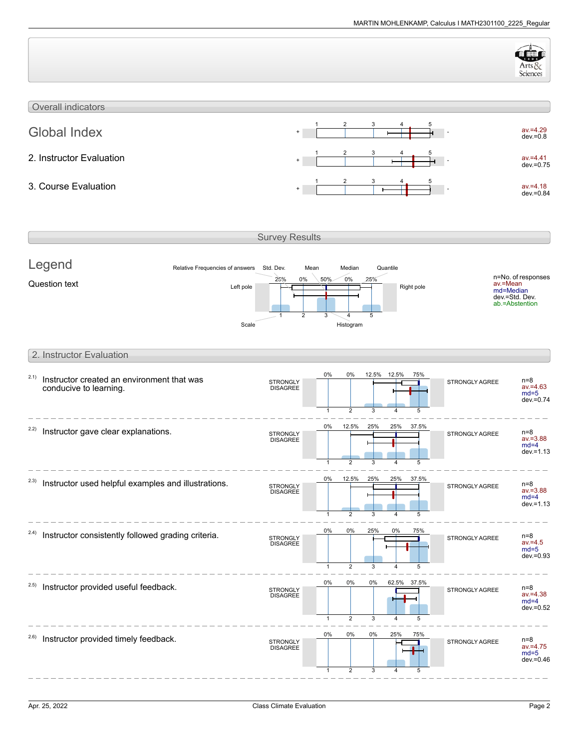## Overall indicators

| Indicator | av. | dev. |
|---|---|---|
| Global Index | 4.29 | 0.8 |
| 2. Instructor Evaluation | 4.41 | 0.75 |
| 3. Course Evaluation | 4.18 | 0.84 |

## Survey Results

### Legend

Question text

Relative Frequencies of answers, Std. Dev., Mean, Median, Quantile, Left pole, Right pole, Scale, Histogram

n=No. of responses
av.=Mean
md=Median
dev.=Std. Dev.
ab.=Abstention

## 2. Instructor Evaluation

Scale: 1 = STRONGLY DISAGREE, 5 = STRONGLY AGREE

| Question | 1 | 2 | 3 | 4 | 5 | n | av. | md | dev. |
|---|---|---|---|---|---|---|---|---|---|
| 2.1) Instructor created an environment that was conducive to learning. | 0% | 0% | 12.5% | 12.5% | 75% | 8 | 4.63 | 5 | 0.74 |
| 2.2) Instructor gave clear explanations. | 0% | 12.5% | 25% | 25% | 37.5% | 8 | 3.88 | 4 | 1.13 |
| 2.3) Instructor used helpful examples and illustrations. | 0% | 12.5% | 25% | 25% | 37.5% | 8 | 3.88 | 4 | 1.13 |
| 2.4) Instructor consistently followed grading criteria. | 0% | 0% | 25% | 0% | 75% | 8 | 4.5 | 5 | 0.93 |
| 2.5) Instructor provided useful feedback. | 0% | 0% | 0% | 62.5% | 37.5% | 8 | 4.38 | 4 | 0.52 |
| 2.6) Instructor provided timely feedback. | 0% | 0% | 0% | 25% | 75% | 8 | 4.75 | 5 | 0.46 |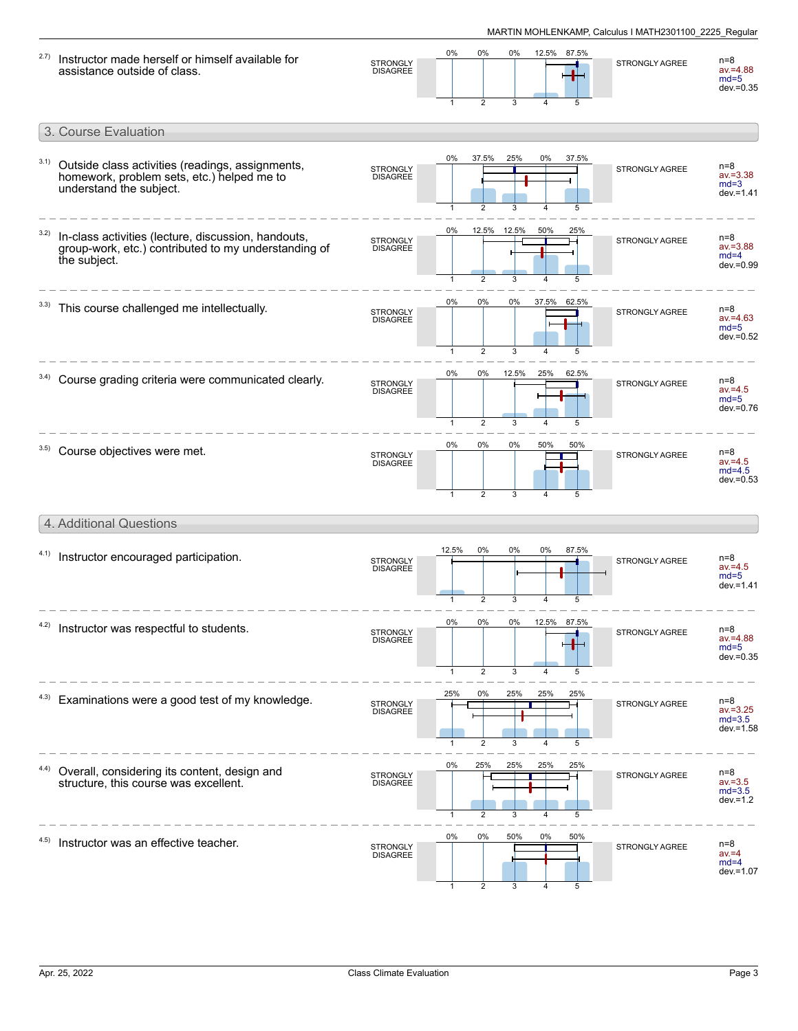2.7) Instructor made herself or himself available for assistance outside of class.

| STRONGLY DISAGREE | 1 | 2 | 3 | 4 | 5 | STRONGLY AGREE | |
|---|---|---|---|---|---|---|---|
| | 0% | 0% | 0% | 12.5% | 87.5% | | n=8 av.=4.88 md=5 dev.=0.35 |

## 3. Course Evaluation

3.1) Outside class activities (readings, assignments, homework, problem sets, etc.) helped me to understand the subject.

| STRONGLY DISAGREE | 1 | 2 | 3 | 4 | 5 | STRONGLY AGREE | |
|---|---|---|---|---|---|---|---|
| | 0% | 37.5% | 25% | 0% | 37.5% | | n=8 av.=3.38 md=3 dev.=1.41 |

3.2) In-class activities (lecture, discussion, handouts, group-work, etc.) contributed to my understanding of the subject.

| STRONGLY DISAGREE | 1 | 2 | 3 | 4 | 5 | STRONGLY AGREE | |
|---|---|---|---|---|---|---|---|
| | 0% | 12.5% | 12.5% | 50% | 25% | | n=8 av.=3.88 md=4 dev.=0.99 |

3.3) This course challenged me intellectually.

| STRONGLY DISAGREE | 1 | 2 | 3 | 4 | 5 | STRONGLY AGREE | |
|---|---|---|---|---|---|---|---|
| | 0% | 0% | 0% | 37.5% | 62.5% | | n=8 av.=4.63 md=5 dev.=0.52 |

3.4) Course grading criteria were communicated clearly.

| STRONGLY DISAGREE | 1 | 2 | 3 | 4 | 5 | STRONGLY AGREE | |
|---|---|---|---|---|---|---|---|
| | 0% | 0% | 12.5% | 25% | 62.5% | | n=8 av.=4.5 md=5 dev.=0.76 |

3.5) Course objectives were met.

| STRONGLY DISAGREE | 1 | 2 | 3 | 4 | 5 | STRONGLY AGREE | |
|---|---|---|---|---|---|---|---|
| | 0% | 0% | 0% | 50% | 50% | | n=8 av.=4.5 md=4.5 dev.=0.53 |

## 4. Additional Questions

4.1) Instructor encouraged participation.

| STRONGLY DISAGREE | 1 | 2 | 3 | 4 | 5 | STRONGLY AGREE | |
|---|---|---|---|---|---|---|---|
| | 12.5% | 0% | 0% | 0% | 87.5% | | n=8 av.=4.5 md=5 dev.=1.41 |

4.2) Instructor was respectful to students.

| STRONGLY DISAGREE | 1 | 2 | 3 | 4 | 5 | STRONGLY AGREE | |
|---|---|---|---|---|---|---|---|
| | 0% | 0% | 0% | 12.5% | 87.5% | | n=8 av.=4.88 md=5 dev.=0.35 |

4.3) Examinations were a good test of my knowledge.

| STRONGLY DISAGREE | 1 | 2 | 3 | 4 | 5 | STRONGLY AGREE | |
|---|---|---|---|---|---|---|---|
| | 25% | 0% | 25% | 25% | 25% | | n=8 av.=3.25 md=3.5 dev.=1.58 |

4.4) Overall, considering its content, design and structure, this course was excellent.

| STRONGLY DISAGREE | 1 | 2 | 3 | 4 | 5 | STRONGLY AGREE | |
|---|---|---|---|---|---|---|---|
| | 0% | 25% | 25% | 25% | 25% | | n=8 av.=3.5 md=3.5 dev.=1.2 |

4.5) Instructor was an effective teacher.

| STRONGLY DISAGREE | 1 | 2 | 3 | 4 | 5 | STRONGLY AGREE | |
|---|---|---|---|---|---|---|---|
| | 0% | 0% | 50% | 0% | 50% | | n=8 av.=4 md=4 dev.=1.07 |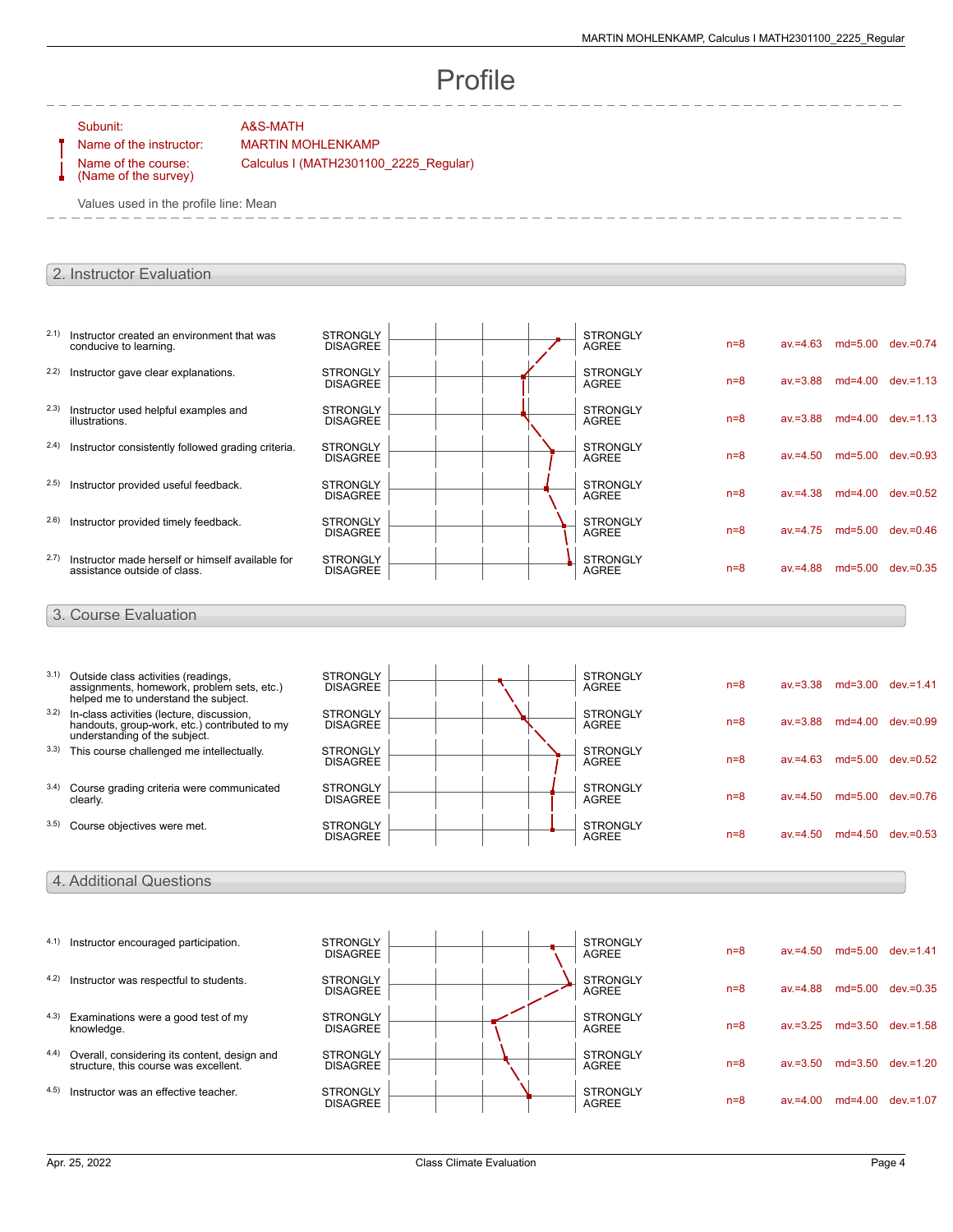# Profile

Subunit: A&S-MATH
Name of the instructor: MARTIN MOHLENKAMP
Name of the course: (Name of the survey) Calculus I (MATH2301100_2225_Regular)

Values used in the profile line: Mean

## 2. Instructor Evaluation

| | Question | Left pole | Right pole | n | av. | md | dev. |
|---|---|---|---|---|---|---|---|
| 2.1) | Instructor created an environment that was conducive to learning. | STRONGLY DISAGREE | STRONGLY AGREE | n=8 | av.=4.63 | md=5.00 | dev.=0.74 |
| 2.2) | Instructor gave clear explanations. | STRONGLY DISAGREE | STRONGLY AGREE | n=8 | av.=3.88 | md=4.00 | dev.=1.13 |
| 2.3) | Instructor used helpful examples and illustrations. | STRONGLY DISAGREE | STRONGLY AGREE | n=8 | av.=3.88 | md=4.00 | dev.=1.13 |
| 2.4) | Instructor consistently followed grading criteria. | STRONGLY DISAGREE | STRONGLY AGREE | n=8 | av.=4.50 | md=5.00 | dev.=0.93 |
| 2.5) | Instructor provided useful feedback. | STRONGLY DISAGREE | STRONGLY AGREE | n=8 | av.=4.38 | md=4.00 | dev.=0.52 |
| 2.6) | Instructor provided timely feedback. | STRONGLY DISAGREE | STRONGLY AGREE | n=8 | av.=4.75 | md=5.00 | dev.=0.46 |
| 2.7) | Instructor made herself or himself available for assistance outside of class. | STRONGLY DISAGREE | STRONGLY AGREE | n=8 | av.=4.88 | md=5.00 | dev.=0.35 |

## 3. Course Evaluation

| | Question | Left pole | Right pole | n | av. | md | dev. |
|---|---|---|---|---|---|---|---|
| 3.1) | Outside class activities (readings, assignments, homework, problem sets, etc.) helped me to understand the subject. | STRONGLY DISAGREE | STRONGLY AGREE | n=8 | av.=3.38 | md=3.00 | dev.=1.41 |
| 3.2) | In-class activities (lecture, discussion, handouts, group-work, etc.) contributed to my understanding of the subject. | STRONGLY DISAGREE | STRONGLY AGREE | n=8 | av.=3.88 | md=4.00 | dev.=0.99 |
| 3.3) | This course challenged me intellectually. | STRONGLY DISAGREE | STRONGLY AGREE | n=8 | av.=4.63 | md=5.00 | dev.=0.52 |
| 3.4) | Course grading criteria were communicated clearly. | STRONGLY DISAGREE | STRONGLY AGREE | n=8 | av.=4.50 | md=5.00 | dev.=0.76 |
| 3.5) | Course objectives were met. | STRONGLY DISAGREE | STRONGLY AGREE | n=8 | av.=4.50 | md=4.50 | dev.=0.53 |

## 4. Additional Questions

| | Question | Left pole | Right pole | n | av. | md | dev. |
|---|---|---|---|---|---|---|---|
| 4.1) | Instructor encouraged participation. | STRONGLY DISAGREE | STRONGLY AGREE | n=8 | av.=4.50 | md=5.00 | dev.=1.41 |
| 4.2) | Instructor was respectful to students. | STRONGLY DISAGREE | STRONGLY AGREE | n=8 | av.=4.88 | md=5.00 | dev.=0.35 |
| 4.3) | Examinations were a good test of my knowledge. | STRONGLY DISAGREE | STRONGLY AGREE | n=8 | av.=3.25 | md=3.50 | dev.=1.58 |
| 4.4) | Overall, considering its content, design and structure, this course was excellent. | STRONGLY DISAGREE | STRONGLY AGREE | n=8 | av.=3.50 | md=3.50 | dev.=1.20 |
| 4.5) | Instructor was an effective teacher. | STRONGLY DISAGREE | STRONGLY AGREE | n=8 | av.=4.00 | md=4.00 | dev.=1.07 |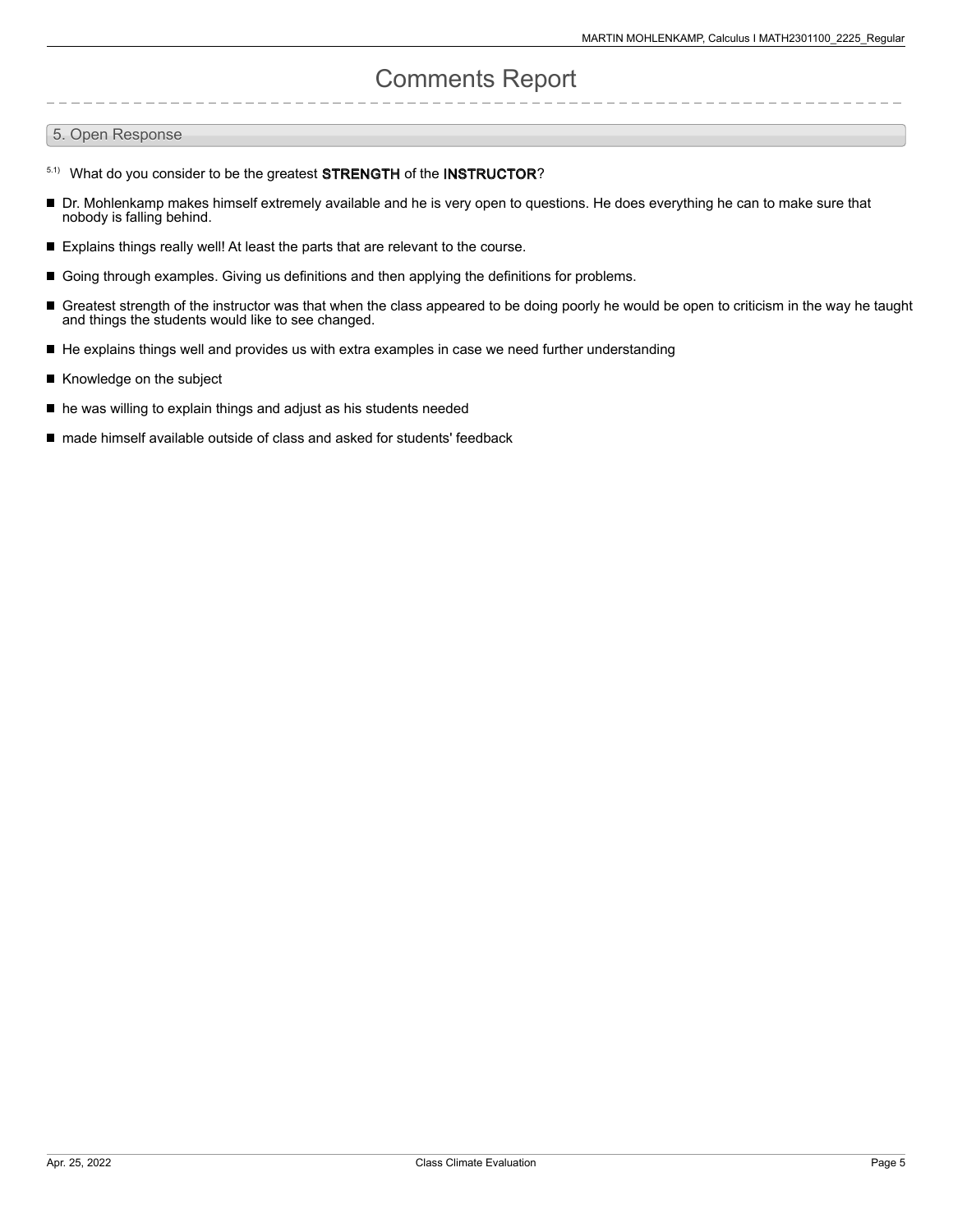# Comments Report

## 5. Open Response

5.1) What do you consider to be the greatest **STRENGTH** of the **INSTRUCTOR**?

- Dr. Mohlenkamp makes himself extremely available and he is very open to questions. He does everything he can to make sure that nobody is falling behind.
- Explains things really well! At least the parts that are relevant to the course.
- Going through examples. Giving us definitions and then applying the definitions for problems.
- Greatest strength of the instructor was that when the class appeared to be doing poorly he would be open to criticism in the way he taught and things the students would like to see changed.
- He explains things well and provides us with extra examples in case we need further understanding
- Knowledge on the subject
- he was willing to explain things and adjust as his students needed
- made himself available outside of class and asked for students' feedback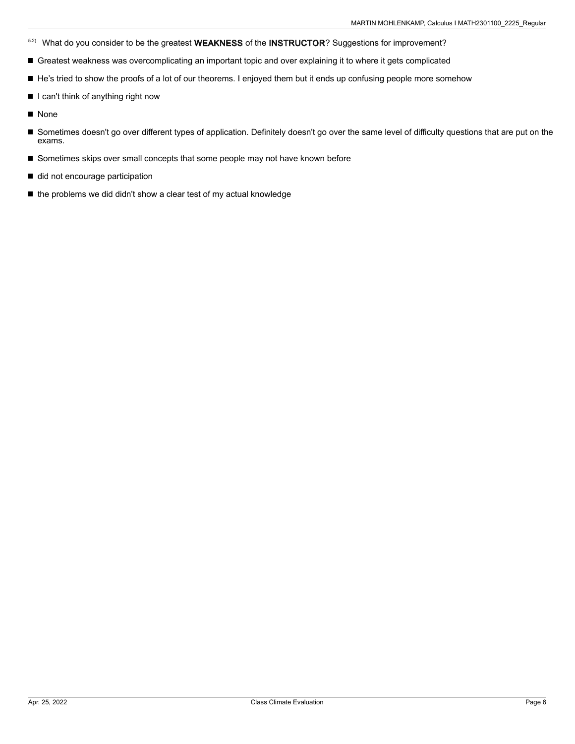5.2) What do you consider to be the greatest **WEAKNESS** of the **INSTRUCTOR**? Suggestions for improvement?

- Greatest weakness was overcomplicating an important topic and over explaining it to where it gets complicated
- He’s tried to show the proofs of a lot of our theorems. I enjoyed them but it ends up confusing people more somehow
- I can't think of anything right now
- None
- Sometimes doesn't go over different types of application. Definitely doesn't go over the same level of difficulty questions that are put on the exams.
- Sometimes skips over small concepts that some people may not have known before
- did not encourage participation
- the problems we did didn't show a clear test of my actual knowledge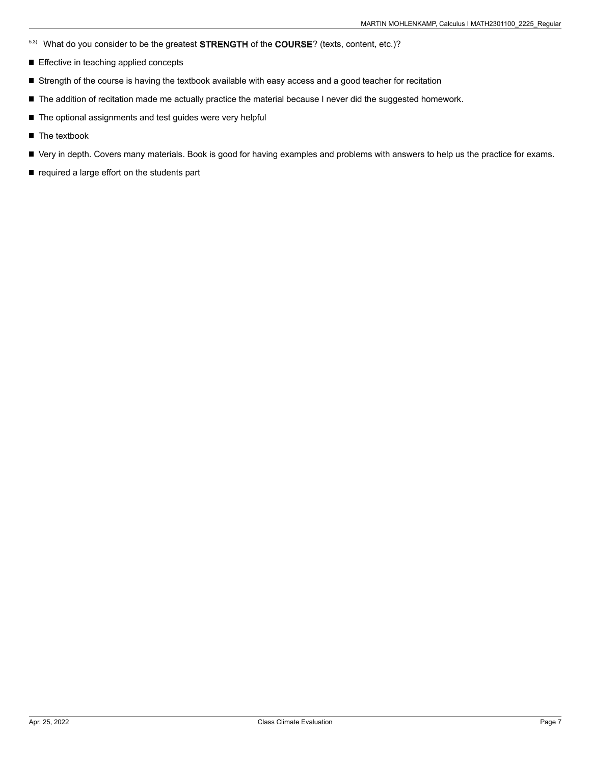5.3) What do you consider to be the greatest **STRENGTH** of the **COURSE**? (texts, content, etc.)?

- Effective in teaching applied concepts
- Strength of the course is having the textbook available with easy access and a good teacher for recitation
- The addition of recitation made me actually practice the material because I never did the suggested homework.
- The optional assignments and test guides were very helpful
- The textbook
- Very in depth. Covers many materials. Book is good for having examples and problems with answers to help us the practice for exams.
- required a large effort on the students part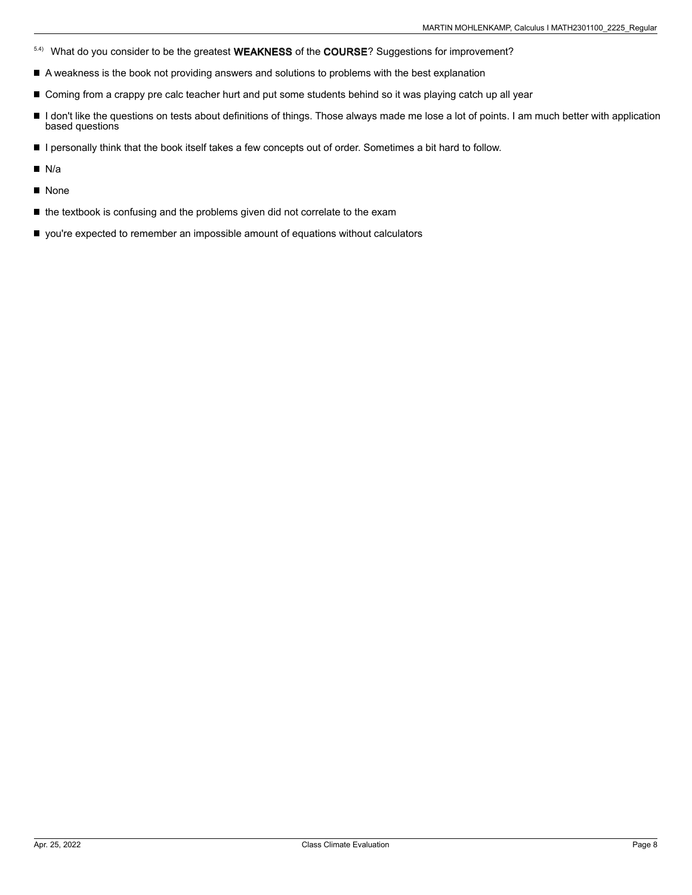5.4) What do you consider to be the greatest **WEAKNESS** of the **COURSE**? Suggestions for improvement?

- A weakness is the book not providing answers and solutions to problems with the best explanation
- Coming from a crappy pre calc teacher hurt and put some students behind so it was playing catch up all year
- I don't like the questions on tests about definitions of things. Those always made me lose a lot of points. I am much better with application based questions
- I personally think that the book itself takes a few concepts out of order. Sometimes a bit hard to follow.
- N/a
- None
- the textbook is confusing and the problems given did not correlate to the exam
- you're expected to remember an impossible amount of equations without calculators